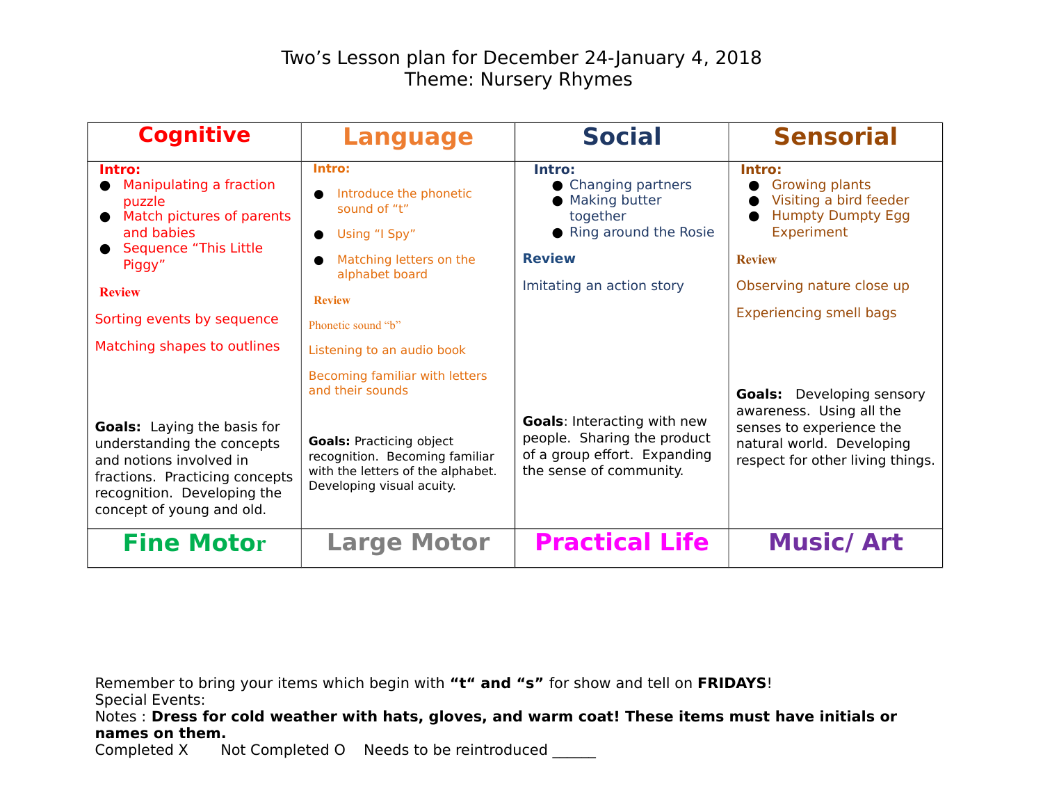# Two's Lesson plan for December 24-January 4, 2018
## Theme: Nursery Rhymes

| Cognitive | Language | Social | Sensorial |
|---|---|---|---|
| **Intro:**<br>● Manipulating a fraction puzzle<br>● Match pictures of parents and babies<br>● Sequence "This Little Piggy"<br><br>**Review**<br><br>Sorting events by sequence<br><br>Matching shapes to outlines<br><br>**Goals:** Laying the basis for understanding the concepts and notions involved in fractions. Practicing concepts recognition. Developing the concept of young and old. | **Intro:**<br>● Introduce the phonetic sound of "t"<br>● Using "I Spy"<br>● Matching letters on the alphabet board<br><br>**Review**<br><br>Phonetic sound "b"<br><br>Listening to an audio book<br><br>Becoming familiar with letters and their sounds<br><br>**Goals:** Practicing object recognition. Becoming familiar with the letters of the alphabet. Developing visual acuity. | **Intro:**<br>● Changing partners<br>● Making butter together<br>● Ring around the Rosie<br><br>**Review**<br><br>Imitating an action story<br><br>**Goals**: Interacting with new people. Sharing the product of a group effort. Expanding the sense of community. | **Intro:**<br>● Growing plants<br>● Visiting a bird feeder<br>● Humpty Dumpty Egg Experiment<br><br>**Review**<br><br>Observing nature close up<br><br>Experiencing smell bags<br><br>**Goals:** Developing sensory awareness. Using all the senses to experience the natural world. Developing respect for other living things. |
| **Fine Motor** | **Large Motor** | **Practical Life** | **Music/ Art** |

Remember to bring your items which begin with **"t" and "s"** for show and tell on **FRIDAYS**!
Special Events:
Notes : **Dress for cold weather with hats, gloves, and warm coat! These items must have initials or names on them.**
Completed X    Not Completed O    Needs to be reintroduced ______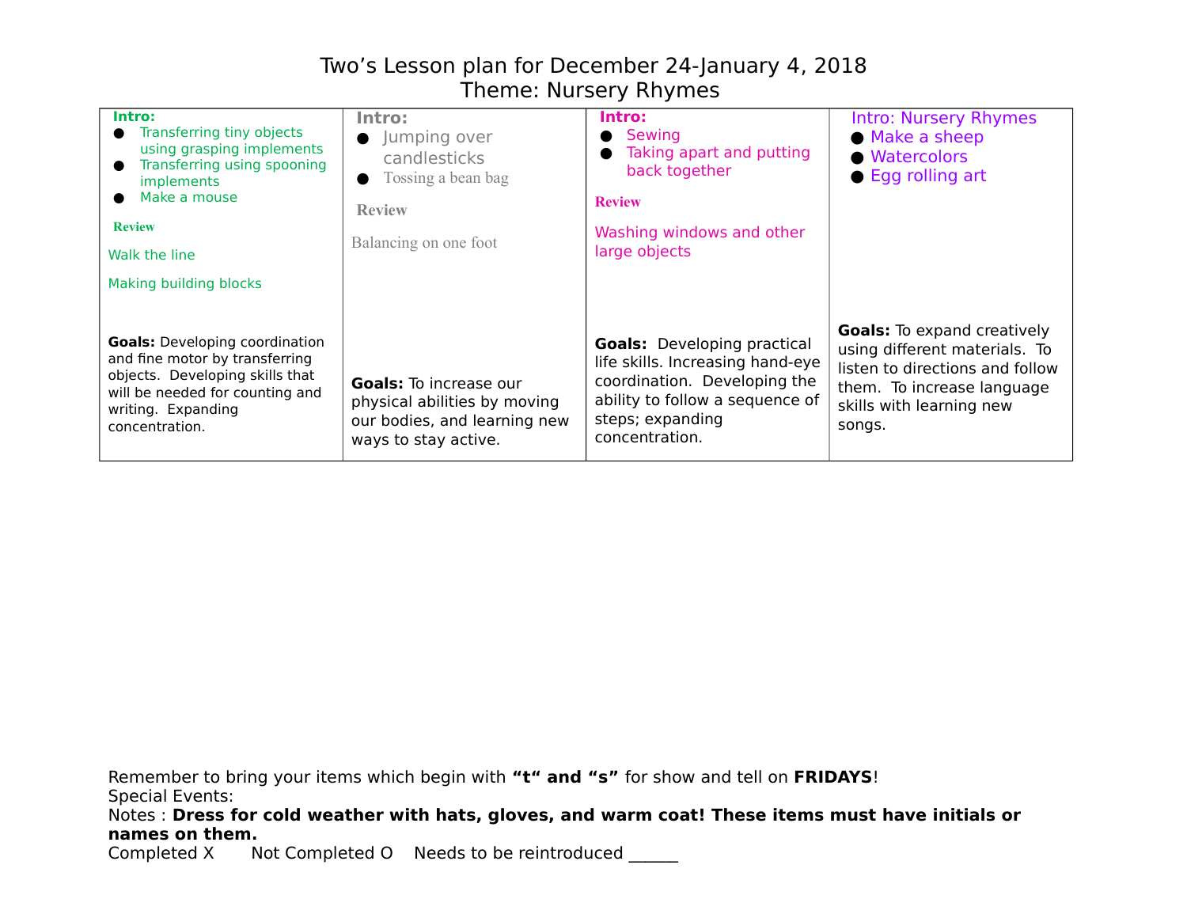# Two's Lesson plan for December 24-January 4, 2018

## Theme: Nursery Rhymes

| | | | |
|---|---|---|---|
| **Intro:**<br>● Transferring tiny objects using grasping implements<br>● Transferring using spooning implements<br>● Make a mouse<br><br>**Review**<br><br>Walk the line<br><br>Making building blocks<br><br>**Goals:** Developing coordination and fine motor by transferring objects. Developing skills that will be needed for counting and writing. Expanding concentration. | **Intro:**<br>● Jumping over candlesticks<br>● Tossing a bean bag<br><br>**Review**<br><br>Balancing on one foot<br><br>**Goals:** To increase our physical abilities by moving our bodies, and learning new ways to stay active. | **Intro:**<br>● Sewing<br>● Taking apart and putting back together<br><br>**Review**<br><br>Washing windows and other large objects<br><br>**Goals:** Developing practical life skills. Increasing hand-eye coordination. Developing the ability to follow a sequence of steps; expanding concentration. | Intro: Nursery Rhymes<br>● Make a sheep<br>● Watercolors<br>● Egg rolling art<br><br>**Goals:** To expand creatively using different materials. To listen to directions and follow them. To increase language skills with learning new songs. |

Remember to bring your items which begin with **"t" and "s"** for show and tell on **FRIDAYS**!

Special Events:

Notes : **Dress for cold weather with hats, gloves, and warm coat! These items must have initials or names on them.**

Completed X      Not Completed O    Needs to be reintroduced ______